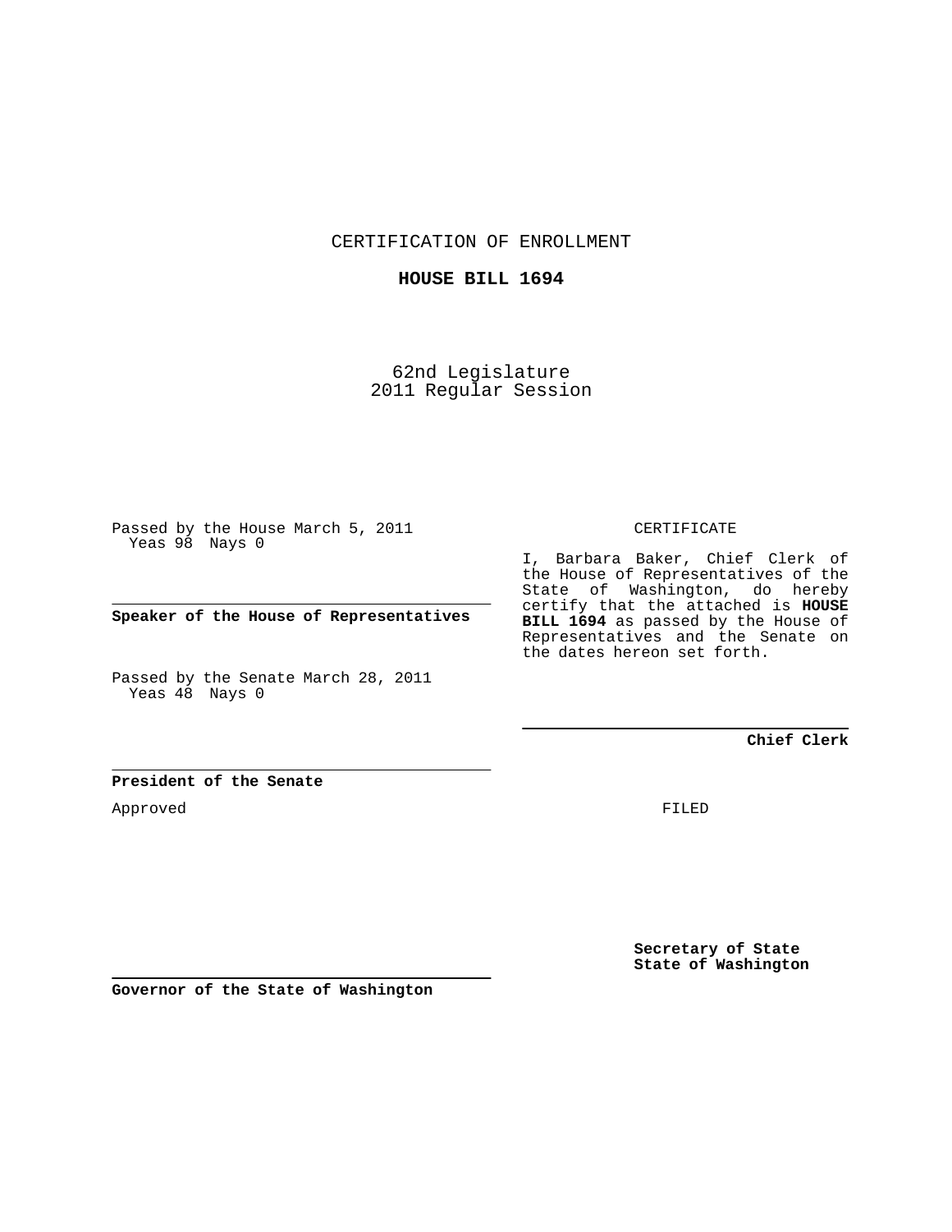CERTIFICATION OF ENROLLMENT

**HOUSE BILL 1694**

62nd Legislature
2011 Regular Session

Passed by the House March 5, 2011
Yeas 98 Nays 0

**Speaker of the House of Representatives**

Passed by the Senate March 28, 2011
Yeas 48 Nays 0

**President of the Senate**

Approved

**Governor of the State of Washington**

CERTIFICATE

I, Barbara Baker, Chief Clerk of the House of Representatives of the State of Washington, do hereby certify that the attached is **HOUSE BILL 1694** as passed by the House of Representatives and the Senate on the dates hereon set forth.

**Chief Clerk**

FILED

**Secretary of State**
**State of Washington**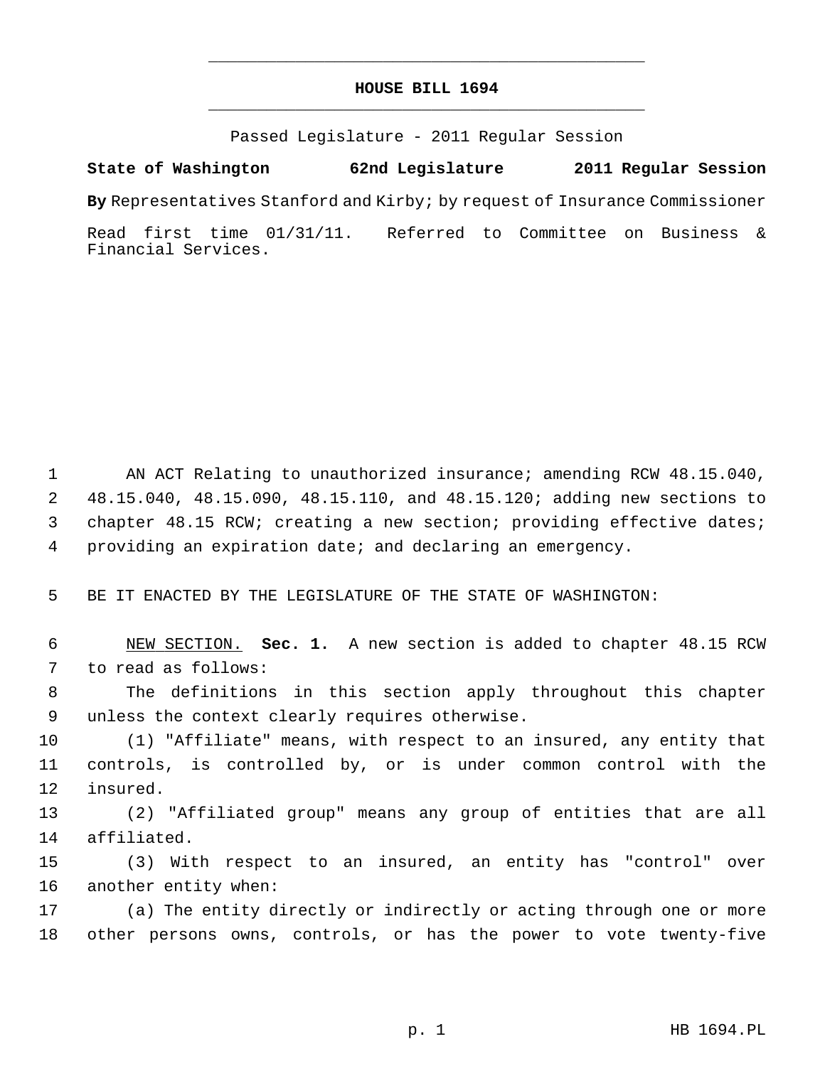# HOUSE BILL 1694

Passed Legislature - 2011 Regular Session

**State of Washington 62nd Legislature 2011 Regular Session**

**By** Representatives Stanford and Kirby; by request of Insurance Commissioner

Read first time 01/31/11. Referred to Committee on Business & Financial Services.

AN ACT Relating to unauthorized insurance; amending RCW 48.15.040, 48.15.040, 48.15.090, 48.15.110, and 48.15.120; adding new sections to chapter 48.15 RCW; creating a new section; providing effective dates; providing an expiration date; and declaring an emergency.

BE IT ENACTED BY THE LEGISLATURE OF THE STATE OF WASHINGTON:

NEW SECTION. **Sec. 1.** A new section is added to chapter 48.15 RCW to read as follows:

The definitions in this section apply throughout this chapter unless the context clearly requires otherwise.

(1) "Affiliate" means, with respect to an insured, any entity that controls, is controlled by, or is under common control with the insured.

(2) "Affiliated group" means any group of entities that are all affiliated.

(3) With respect to an insured, an entity has "control" over another entity when:

(a) The entity directly or indirectly or acting through one or more other persons owns, controls, or has the power to vote twenty-five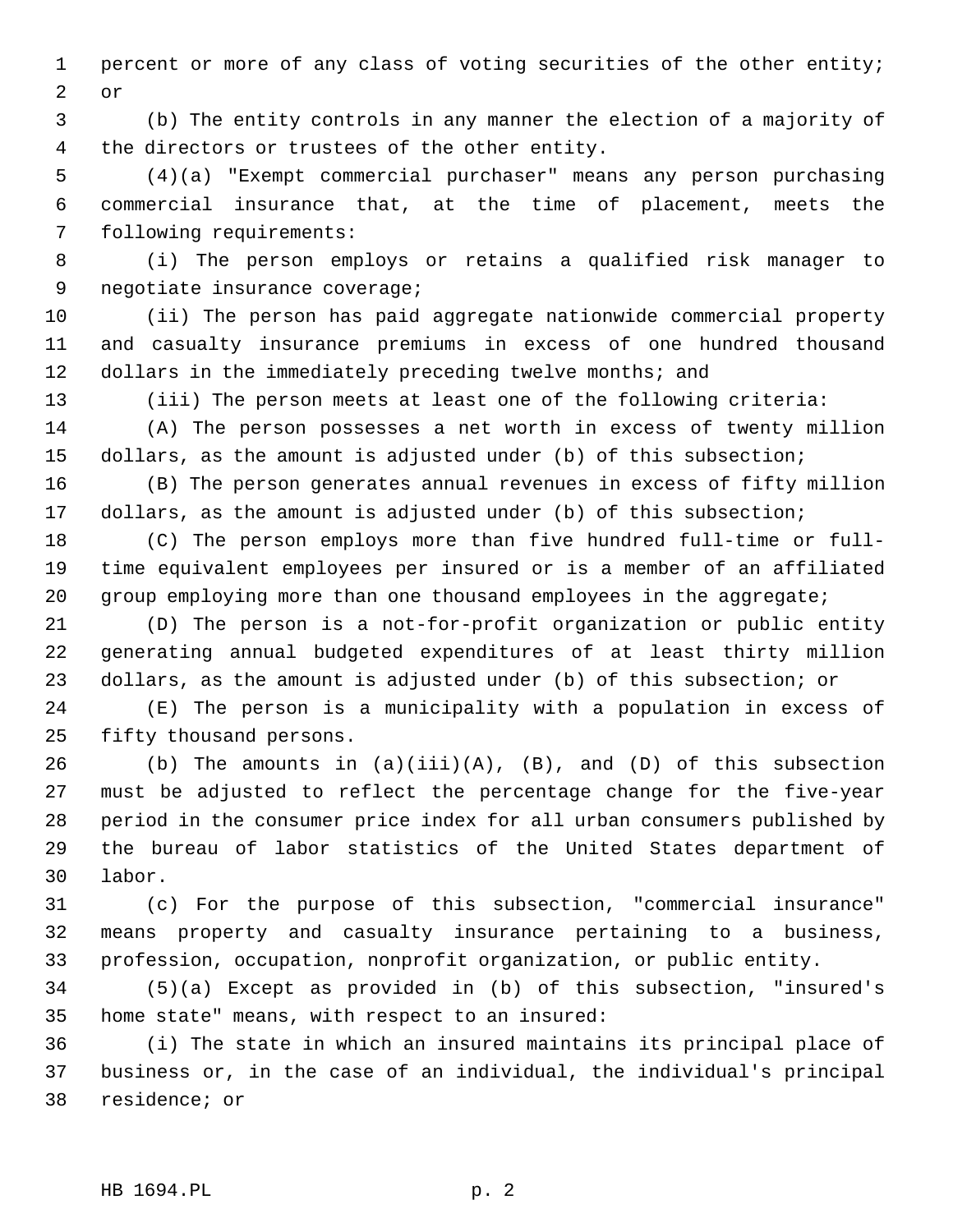percent or more of any class of voting securities of the other entity; or

(b) The entity controls in any manner the election of a majority of the directors or trustees of the other entity.

(4)(a) "Exempt commercial purchaser" means any person purchasing commercial insurance that, at the time of placement, meets the following requirements:

(i) The person employs or retains a qualified risk manager to negotiate insurance coverage;

(ii) The person has paid aggregate nationwide commercial property and casualty insurance premiums in excess of one hundred thousand dollars in the immediately preceding twelve months; and

(iii) The person meets at least one of the following criteria:

(A) The person possesses a net worth in excess of twenty million dollars, as the amount is adjusted under (b) of this subsection;

(B) The person generates annual revenues in excess of fifty million dollars, as the amount is adjusted under (b) of this subsection;

(C) The person employs more than five hundred full-time or full-time equivalent employees per insured or is a member of an affiliated group employing more than one thousand employees in the aggregate;

(D) The person is a not-for-profit organization or public entity generating annual budgeted expenditures of at least thirty million dollars, as the amount is adjusted under (b) of this subsection; or

(E) The person is a municipality with a population in excess of fifty thousand persons.

(b) The amounts in (a)(iii)(A), (B), and (D) of this subsection must be adjusted to reflect the percentage change for the five-year period in the consumer price index for all urban consumers published by the bureau of labor statistics of the United States department of labor.

(c) For the purpose of this subsection, "commercial insurance" means property and casualty insurance pertaining to a business, profession, occupation, nonprofit organization, or public entity.

(5)(a) Except as provided in (b) of this subsection, "insured's home state" means, with respect to an insured:

(i) The state in which an insured maintains its principal place of business or, in the case of an individual, the individual's principal residence; or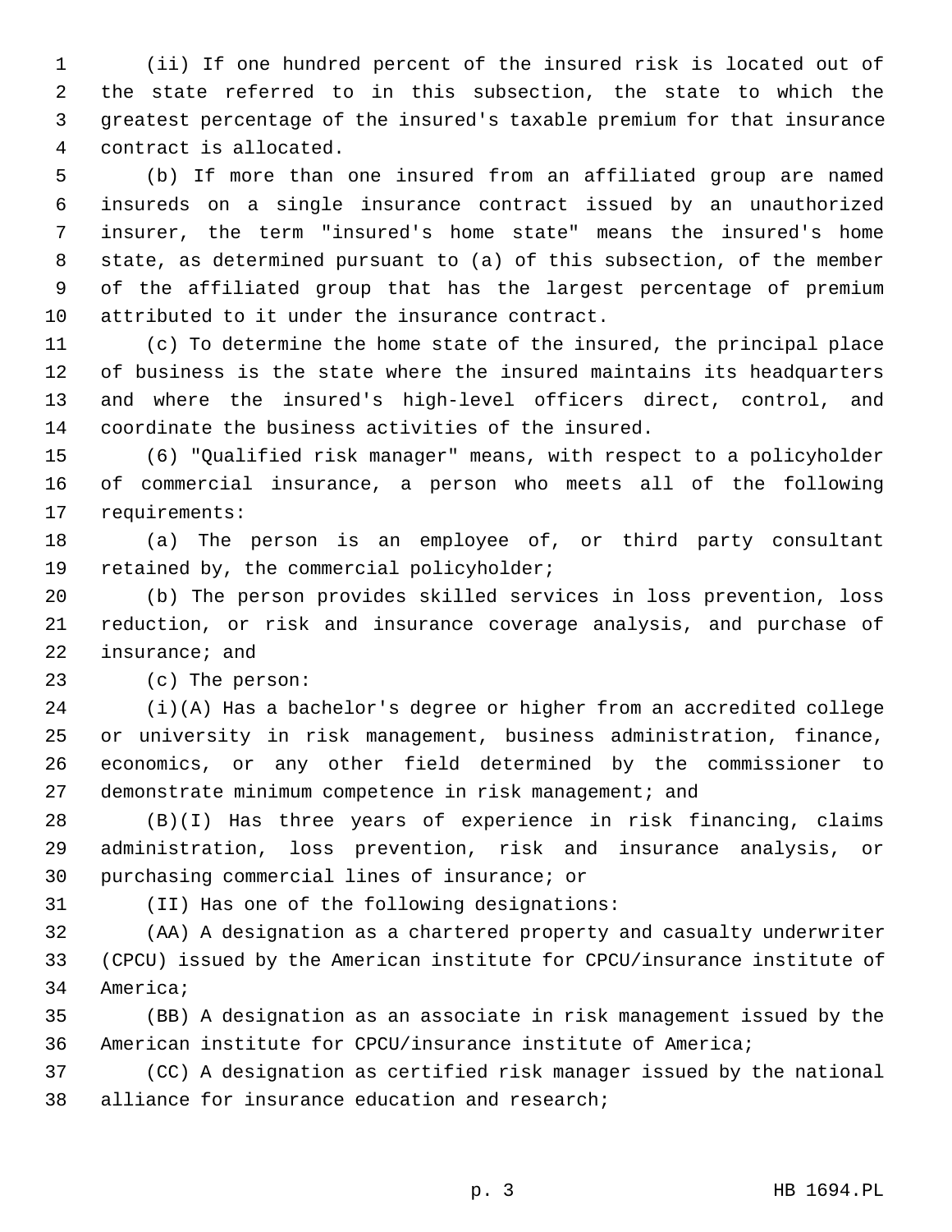(ii) If one hundred percent of the insured risk is located out of the state referred to in this subsection, the state to which the greatest percentage of the insured's taxable premium for that insurance contract is allocated.

(b) If more than one insured from an affiliated group are named insureds on a single insurance contract issued by an unauthorized insurer, the term "insured's home state" means the insured's home state, as determined pursuant to (a) of this subsection, of the member of the affiliated group that has the largest percentage of premium attributed to it under the insurance contract.

(c) To determine the home state of the insured, the principal place of business is the state where the insured maintains its headquarters and where the insured's high-level officers direct, control, and coordinate the business activities of the insured.

(6) "Qualified risk manager" means, with respect to a policyholder of commercial insurance, a person who meets all of the following requirements:

(a) The person is an employee of, or third party consultant retained by, the commercial policyholder;

(b) The person provides skilled services in loss prevention, loss reduction, or risk and insurance coverage analysis, and purchase of insurance; and

(c) The person:

(i)(A) Has a bachelor's degree or higher from an accredited college or university in risk management, business administration, finance, economics, or any other field determined by the commissioner to demonstrate minimum competence in risk management; and

(B)(I) Has three years of experience in risk financing, claims administration, loss prevention, risk and insurance analysis, or purchasing commercial lines of insurance; or

(II) Has one of the following designations:

(AA) A designation as a chartered property and casualty underwriter (CPCU) issued by the American institute for CPCU/insurance institute of America;

(BB) A designation as an associate in risk management issued by the American institute for CPCU/insurance institute of America;

(CC) A designation as certified risk manager issued by the national alliance for insurance education and research;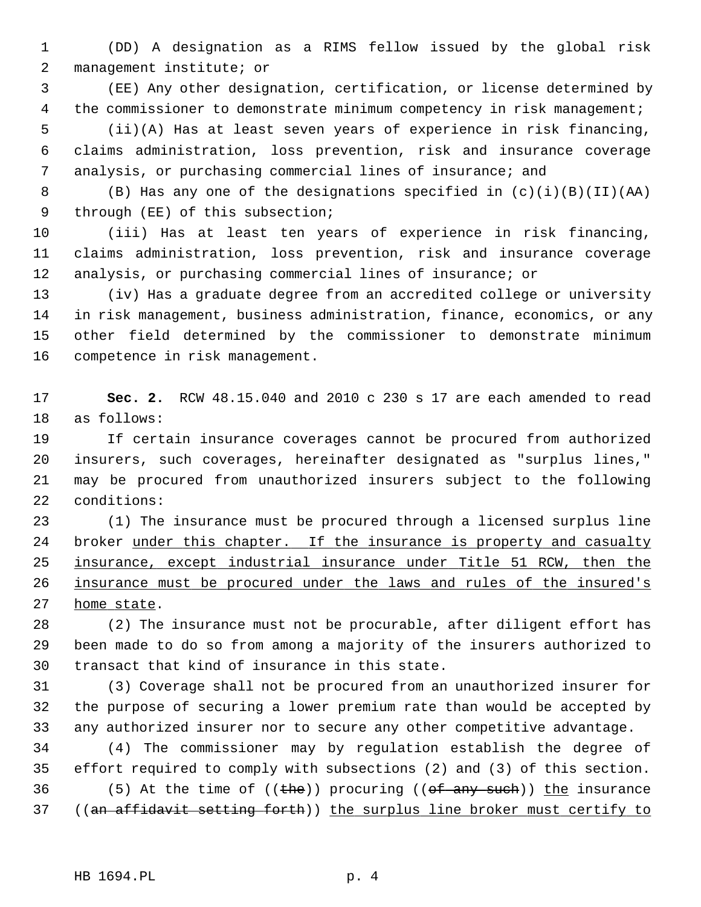(DD) A designation as a RIMS fellow issued by the global risk management institute; or

(EE) Any other designation, certification, or license determined by the commissioner to demonstrate minimum competency in risk management;

(ii)(A) Has at least seven years of experience in risk financing, claims administration, loss prevention, risk and insurance coverage analysis, or purchasing commercial lines of insurance; and

(B) Has any one of the designations specified in (c)(i)(B)(II)(AA) through (EE) of this subsection;

(iii) Has at least ten years of experience in risk financing, claims administration, loss prevention, risk and insurance coverage analysis, or purchasing commercial lines of insurance; or

(iv) Has a graduate degree from an accredited college or university in risk management, business administration, finance, economics, or any other field determined by the commissioner to demonstrate minimum competence in risk management.

**Sec. 2.** RCW 48.15.040 and 2010 c 230 s 17 are each amended to read as follows:

If certain insurance coverages cannot be procured from authorized insurers, such coverages, hereinafter designated as "surplus lines," may be procured from unauthorized insurers subject to the following conditions:

(1) The insurance must be procured through a licensed surplus line broker <u>under this chapter. If the insurance is property and casualty insurance, except industrial insurance under Title 51 RCW, then the insurance must be procured under the laws and rules of the insured's home state</u>.

(2) The insurance must not be procurable, after diligent effort has been made to do so from among a majority of the insurers authorized to transact that kind of insurance in this state.

(3) Coverage shall not be procured from an unauthorized insurer for the purpose of securing a lower premium rate than would be accepted by any authorized insurer nor to secure any other competitive advantage.

(4) The commissioner may by regulation establish the degree of effort required to comply with subsections (2) and (3) of this section.

(5) At the time of ((~~the~~)) procuring ((~~of any such~~)) <u>the</u> insurance ((~~an affidavit setting forth~~)) <u>the surplus line broker must certify to</u>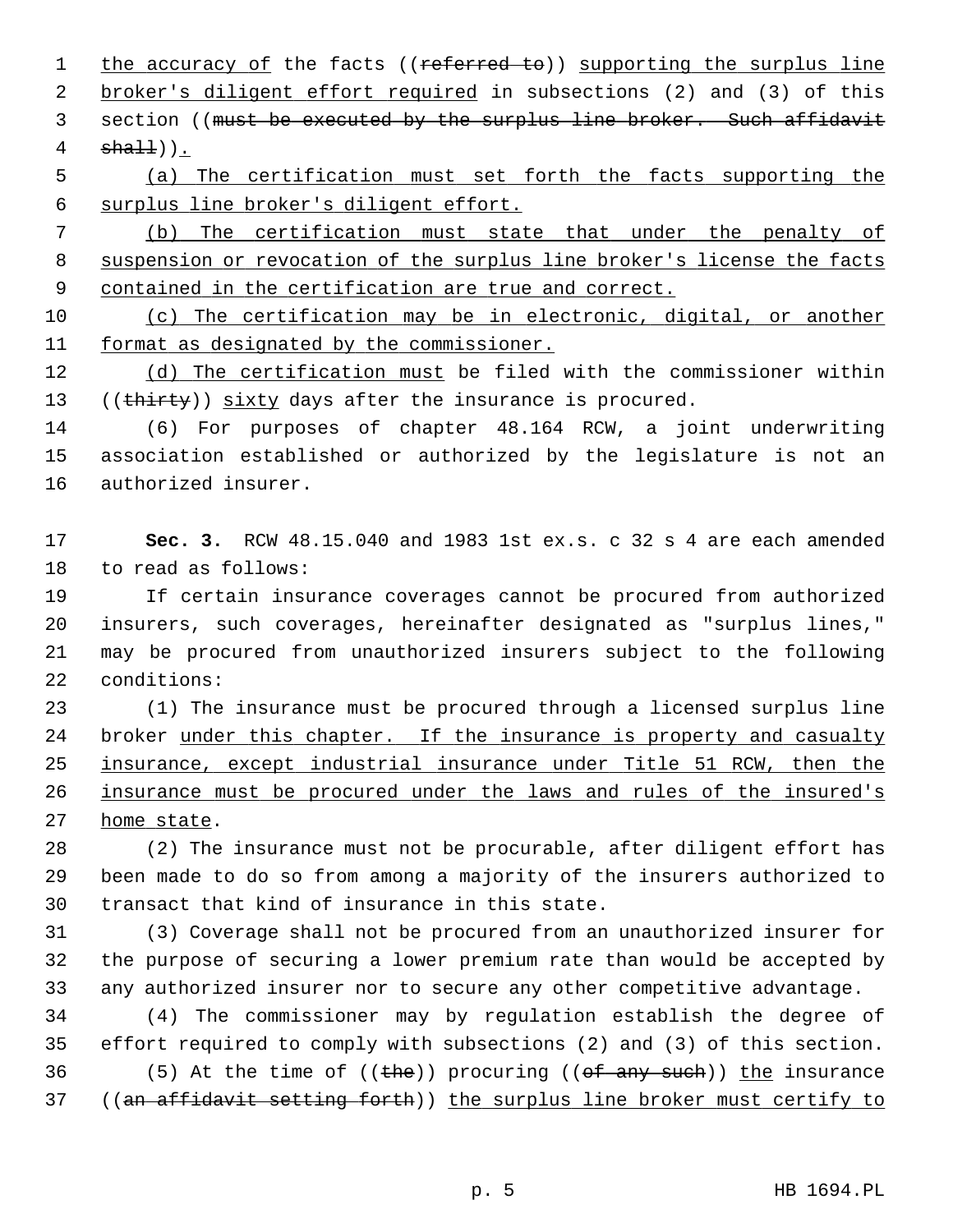the accuracy of the facts ((~~referred to~~)) supporting the surplus line broker's diligent effort required in subsections (2) and (3) of this section ((~~must be executed by the surplus line broker. Such affidavit shall~~)).

(a) The certification must set forth the facts supporting the surplus line broker's diligent effort.

(b) The certification must state that under the penalty of suspension or revocation of the surplus line broker's license the facts contained in the certification are true and correct.

(c) The certification may be in electronic, digital, or another format as designated by the commissioner.

(d) The certification must be filed with the commissioner within ((~~thirty~~)) sixty days after the insurance is procured.

(6) For purposes of chapter 48.164 RCW, a joint underwriting association established or authorized by the legislature is not an authorized insurer.

**Sec. 3.** RCW 48.15.040 and 1983 1st ex.s. c 32 s 4 are each amended to read as follows:

If certain insurance coverages cannot be procured from authorized insurers, such coverages, hereinafter designated as "surplus lines," may be procured from unauthorized insurers subject to the following conditions:

(1) The insurance must be procured through a licensed surplus line broker under this chapter. If the insurance is property and casualty insurance, except industrial insurance under Title 51 RCW, then the insurance must be procured under the laws and rules of the insured's home state.

(2) The insurance must not be procurable, after diligent effort has been made to do so from among a majority of the insurers authorized to transact that kind of insurance in this state.

(3) Coverage shall not be procured from an unauthorized insurer for the purpose of securing a lower premium rate than would be accepted by any authorized insurer nor to secure any other competitive advantage.

(4) The commissioner may by regulation establish the degree of effort required to comply with subsections (2) and (3) of this section.

(5) At the time of ((~~the~~)) procuring ((~~of any such~~)) the insurance ((~~an affidavit setting forth~~)) the surplus line broker must certify to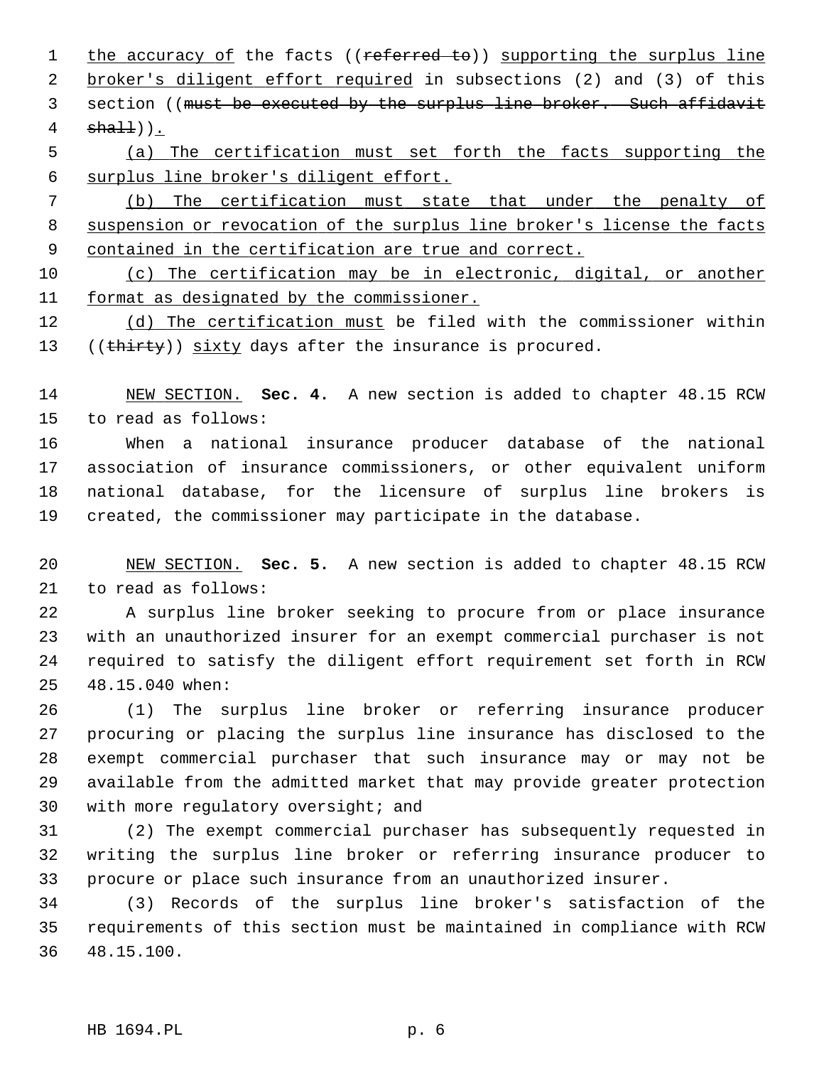the accuracy of the facts ((~~referred to~~)) supporting the surplus line broker's diligent effort required in subsections (2) and (3) of this section ((~~must be executed by the surplus line broker. Such affidavit shall~~)).

(a) The certification must set forth the facts supporting the surplus line broker's diligent effort.

(b) The certification must state that under the penalty of suspension or revocation of the surplus line broker's license the facts contained in the certification are true and correct.

(c) The certification may be in electronic, digital, or another format as designated by the commissioner.

(d) The certification must be filed with the commissioner within ((~~thirty~~)) sixty days after the insurance is procured.

NEW SECTION. **Sec. 4.** A new section is added to chapter 48.15 RCW to read as follows:

When a national insurance producer database of the national association of insurance commissioners, or other equivalent uniform national database, for the licensure of surplus line brokers is created, the commissioner may participate in the database.

NEW SECTION. **Sec. 5.** A new section is added to chapter 48.15 RCW to read as follows:

A surplus line broker seeking to procure from or place insurance with an unauthorized insurer for an exempt commercial purchaser is not required to satisfy the diligent effort requirement set forth in RCW 48.15.040 when:

(1) The surplus line broker or referring insurance producer procuring or placing the surplus line insurance has disclosed to the exempt commercial purchaser that such insurance may or may not be available from the admitted market that may provide greater protection with more regulatory oversight; and

(2) The exempt commercial purchaser has subsequently requested in writing the surplus line broker or referring insurance producer to procure or place such insurance from an unauthorized insurer.

(3) Records of the surplus line broker's satisfaction of the requirements of this section must be maintained in compliance with RCW 48.15.100.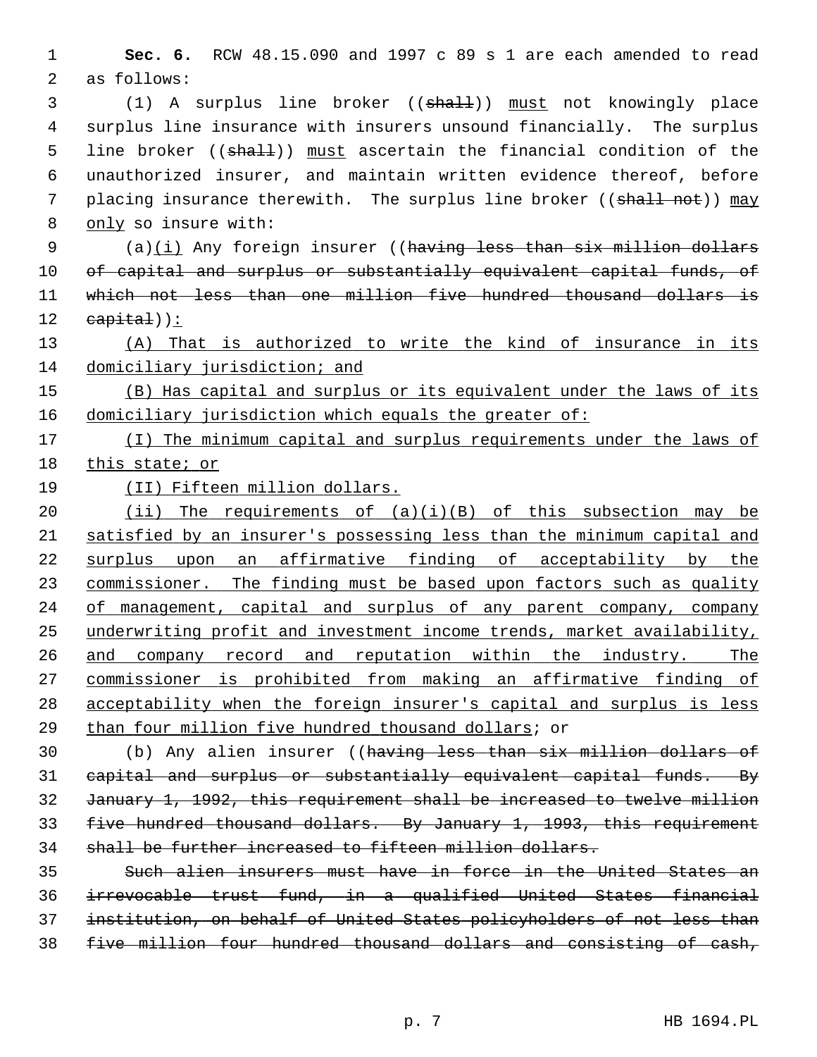**Sec. 6.** RCW 48.15.090 and 1997 c 89 s 1 are each amended to read as follows:

(1) A surplus line broker ((~~shall~~)) <u>must</u> not knowingly place surplus line insurance with insurers unsound financially. The surplus line broker ((~~shall~~)) <u>must</u> ascertain the financial condition of the unauthorized insurer, and maintain written evidence thereof, before placing insurance therewith. The surplus line broker ((~~shall not~~)) <u>may only</u> so insure with:

(a)<u>(i)</u> Any foreign insurer ((~~having less than six million dollars of capital and surplus or substantially equivalent capital funds, of which not less than one million five hundred thousand dollars is capital~~))<u>:</u>

<u>(A) That is authorized to write the kind of insurance in its domiciliary jurisdiction; and</u>

<u>(B) Has capital and surplus or its equivalent under the laws of its domiciliary jurisdiction which equals the greater of:</u>

<u>(I) The minimum capital and surplus requirements under the laws of this state; or</u>

<u>(II) Fifteen million dollars.</u>

<u>(ii) The requirements of (a)(i)(B) of this subsection may be satisfied by an insurer's possessing less than the minimum capital and surplus upon an affirmative finding of acceptability by the commissioner. The finding must be based upon factors such as quality of management, capital and surplus of any parent company, company underwriting profit and investment income trends, market availability, and company record and reputation within the industry. The commissioner is prohibited from making an affirmative finding of acceptability when the foreign insurer's capital and surplus is less than four million five hundred thousand dollars</u>; or

(b) Any alien insurer ((~~having less than six million dollars of capital and surplus or substantially equivalent capital funds. By January 1, 1992, this requirement shall be increased to twelve million five hundred thousand dollars. By January 1, 1993, this requirement shall be further increased to fifteen million dollars.~~

~~Such alien insurers must have in force in the United States an irrevocable trust fund, in a qualified United States financial institution, on behalf of United States policyholders of not less than five million four hundred thousand dollars and consisting of cash,~~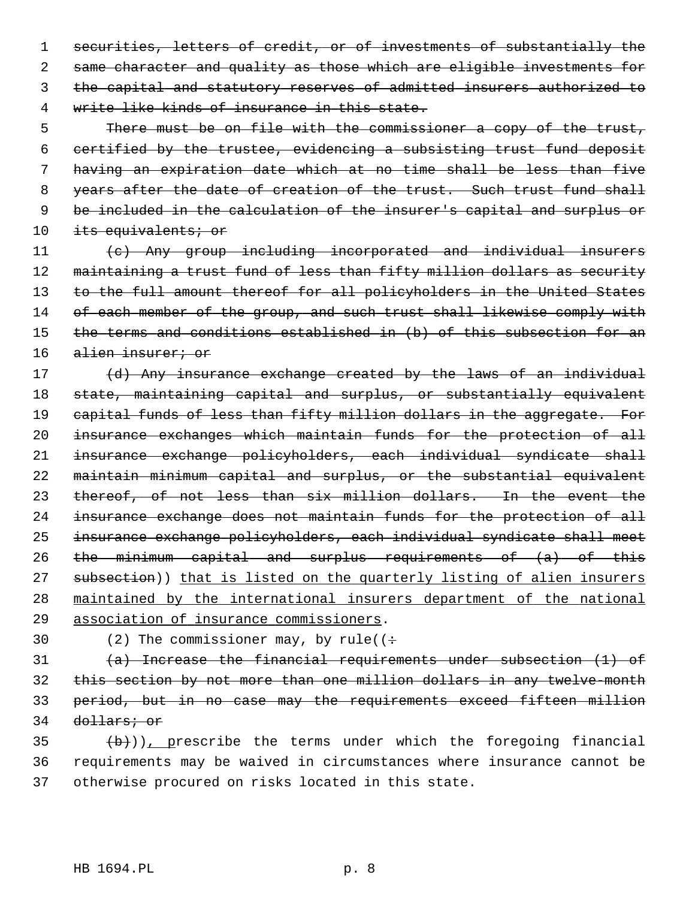~~securities, letters of credit, or of investments of substantially the same character and quality as those which are eligible investments for the capital and statutory reserves of admitted insurers authorized to write like kinds of insurance in this state.~~

~~There must be on file with the commissioner a copy of the trust, certified by the trustee, evidencing a subsisting trust fund deposit having an expiration date which at no time shall be less than five years after the date of creation of the trust. Such trust fund shall be included in the calculation of the insurer's capital and surplus or its equivalents; or~~

~~(c) Any group including incorporated and individual insurers maintaining a trust fund of less than fifty million dollars as security to the full amount thereof for all policyholders in the United States of each member of the group, and such trust shall likewise comply with the terms and conditions established in (b) of this subsection for an alien insurer; or~~

~~(d) Any insurance exchange created by the laws of an individual state, maintaining capital and surplus, or substantially equivalent capital funds of less than fifty million dollars in the aggregate. For insurance exchanges which maintain funds for the protection of all insurance exchange policyholders, each individual syndicate shall maintain minimum capital and surplus, or the substantial equivalent thereof, of not less than six million dollars. In the event the insurance exchange does not maintain funds for the protection of all insurance exchange policyholders, each individual syndicate shall meet the minimum capital and surplus requirements of (a) of this subsection~~)) <u>that is listed on the quarterly listing of alien insurers maintained by the international insurers department of the national association of insurance commissioners</u>.

(2) The commissioner may, by rule((~~:~~

~~(a) Increase the financial requirements under subsection (1) of this section by not more than one million dollars in any twelve-month period, but in no case may the requirements exceed fifteen million dollars; or~~

~~(b)~~))<u>, p</u>rescribe the terms under which the foregoing financial requirements may be waived in circumstances where insurance cannot be otherwise procured on risks located in this state.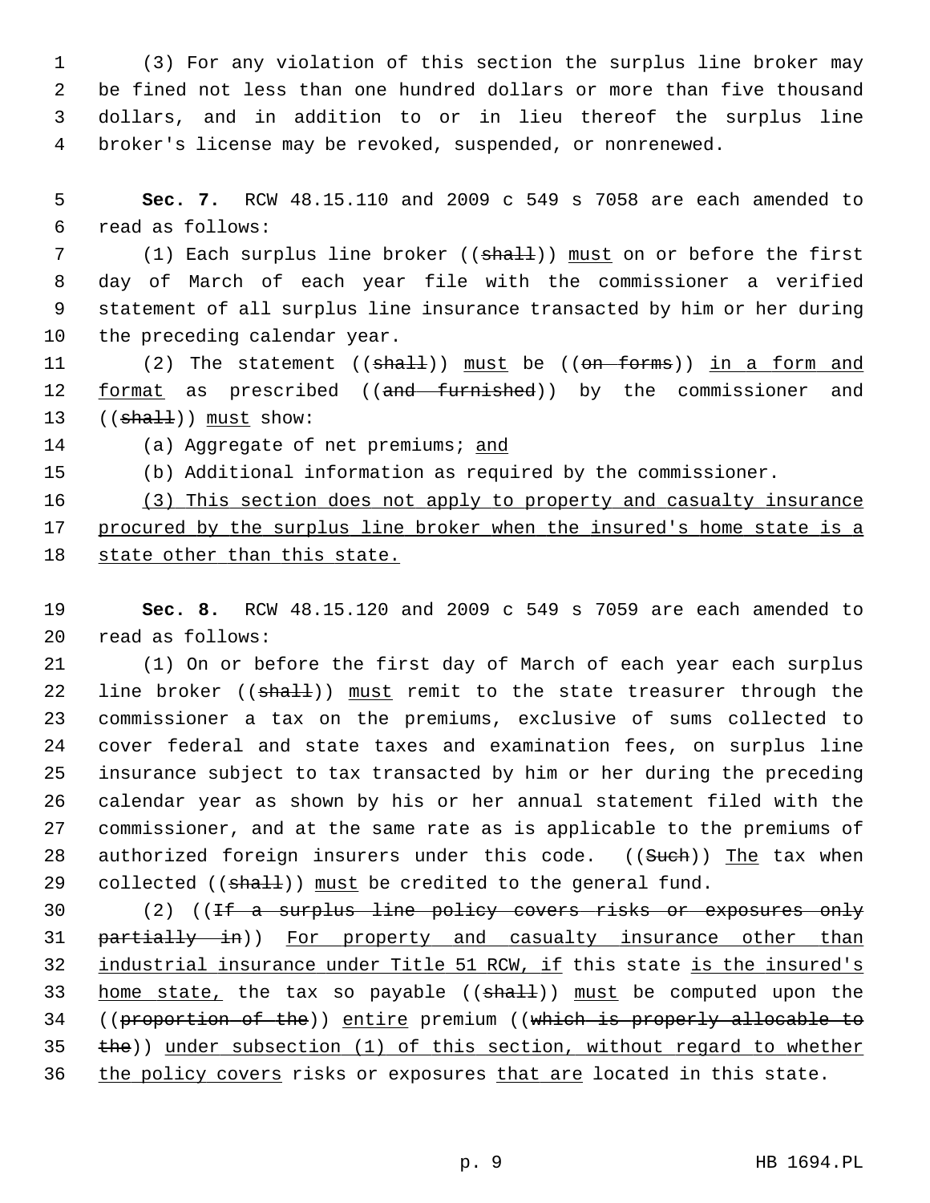(3) For any violation of this section the surplus line broker may be fined not less than one hundred dollars or more than five thousand dollars, and in addition to or in lieu thereof the surplus line broker's license may be revoked, suspended, or nonrenewed.

**Sec. 7.** RCW 48.15.110 and 2009 c 549 s 7058 are each amended to read as follows:

(1) Each surplus line broker ((~~shall~~)) must on or before the first day of March of each year file with the commissioner a verified statement of all surplus line insurance transacted by him or her during the preceding calendar year.

(2) The statement ((~~shall~~)) must be ((~~on forms~~)) in a form and format as prescribed ((~~and furnished~~)) by the commissioner and ((~~shall~~)) must show:

(a) Aggregate of net premiums; and

(b) Additional information as required by the commissioner.

(3) This section does not apply to property and casualty insurance procured by the surplus line broker when the insured's home state is a state other than this state.

**Sec. 8.** RCW 48.15.120 and 2009 c 549 s 7059 are each amended to read as follows:

(1) On or before the first day of March of each year each surplus line broker ((~~shall~~)) must remit to the state treasurer through the commissioner a tax on the premiums, exclusive of sums collected to cover federal and state taxes and examination fees, on surplus line insurance subject to tax transacted by him or her during the preceding calendar year as shown by his or her annual statement filed with the commissioner, and at the same rate as is applicable to the premiums of authorized foreign insurers under this code. ((~~Such~~)) The tax when collected ((~~shall~~)) must be credited to the general fund.

(2) ((~~If a surplus line policy covers risks or exposures only partially in~~)) For property and casualty insurance other than industrial insurance under Title 51 RCW, if this state is the insured's home state, the tax so payable ((~~shall~~)) must be computed upon the ((~~proportion of the~~)) entire premium ((~~which is properly allocable to the~~)) under subsection (1) of this section, without regard to whether the policy covers risks or exposures that are located in this state.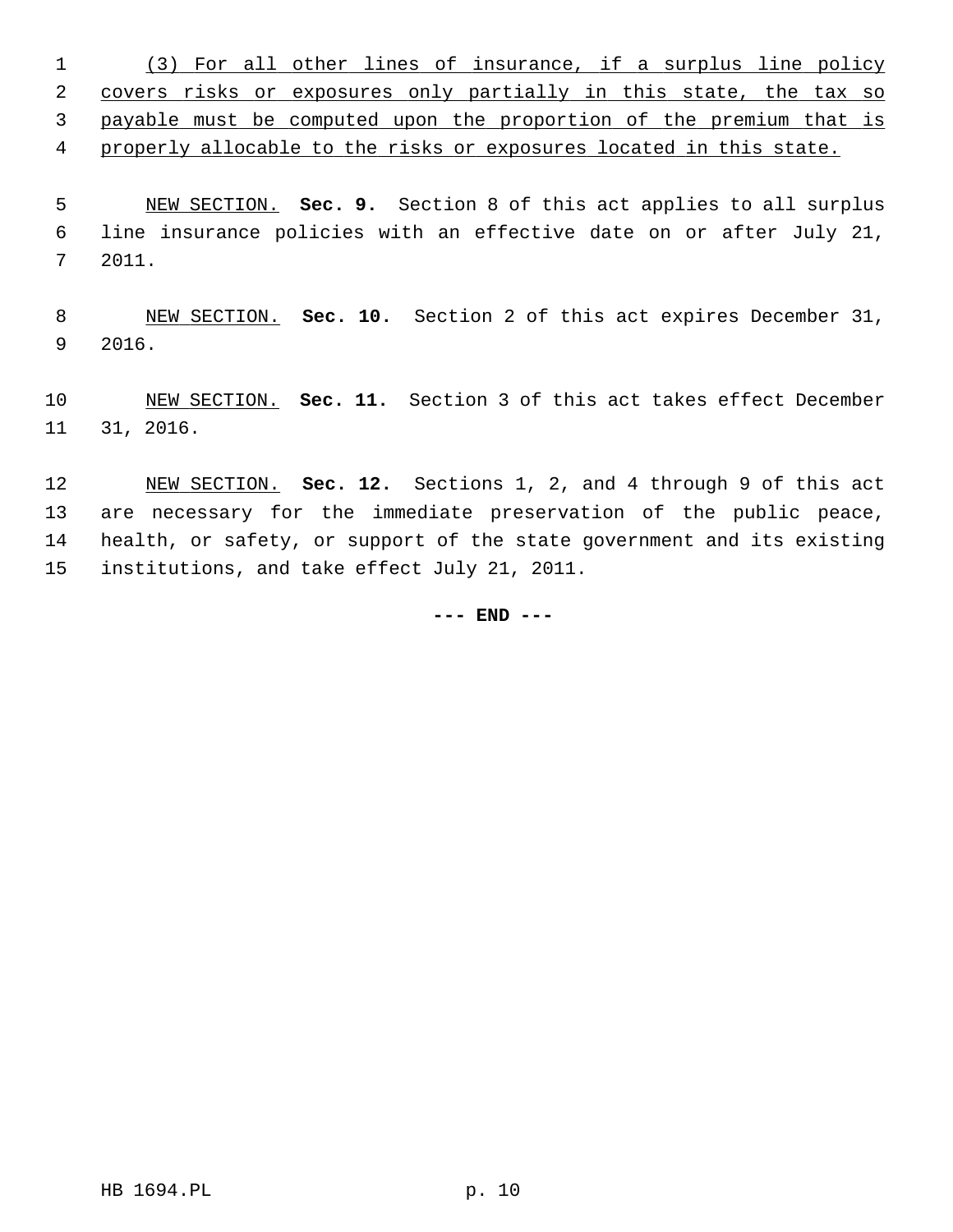(3) For all other lines of insurance, if a surplus line policy covers risks or exposures only partially in this state, the tax so payable must be computed upon the proportion of the premium that is properly allocable to the risks or exposures located in this state.

NEW SECTION. **Sec. 9.** Section 8 of this act applies to all surplus line insurance policies with an effective date on or after July 21, 2011.

NEW SECTION. **Sec. 10.** Section 2 of this act expires December 31, 2016.

NEW SECTION. **Sec. 11.** Section 3 of this act takes effect December 31, 2016.

NEW SECTION. **Sec. 12.** Sections 1, 2, and 4 through 9 of this act are necessary for the immediate preservation of the public peace, health, or safety, or support of the state government and its existing institutions, and take effect July 21, 2011.

**--- END ---**